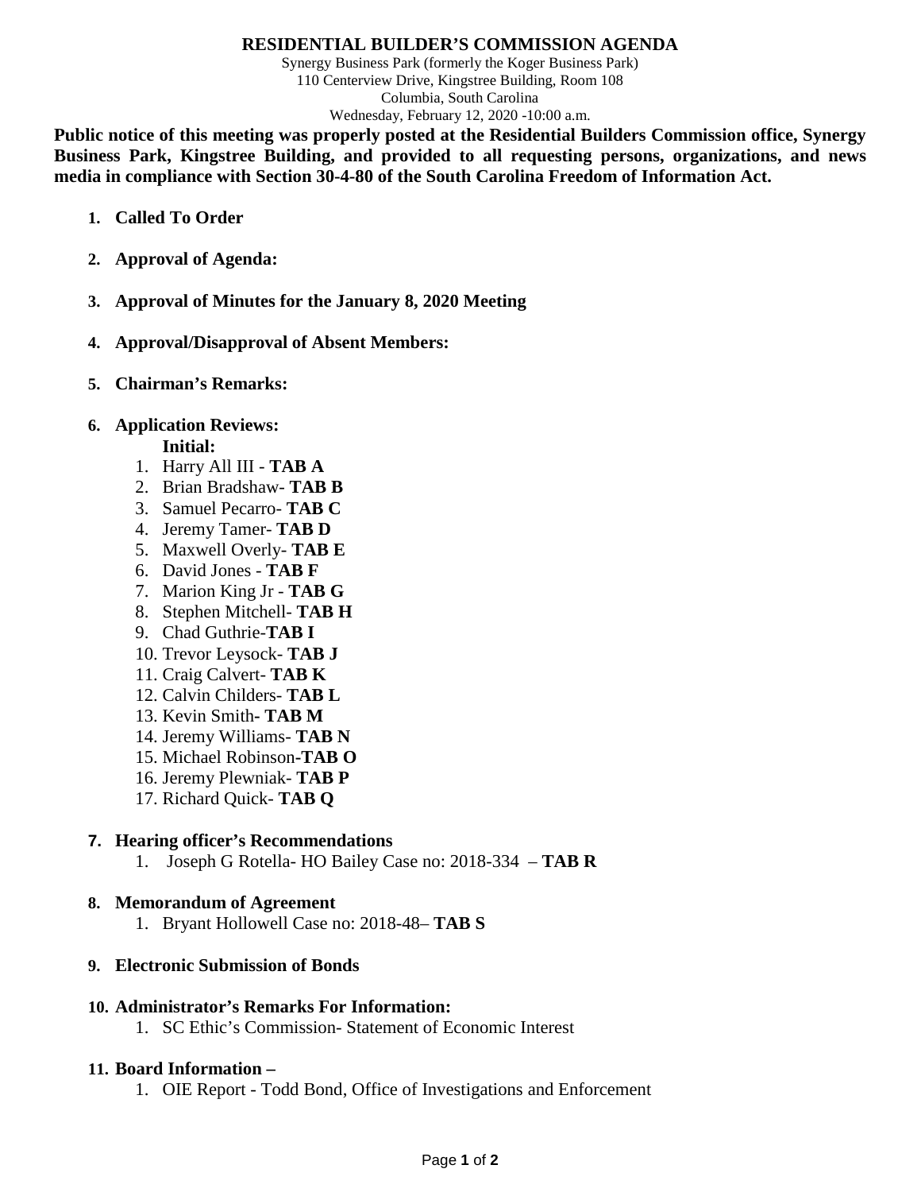# RESIDENTIAL BUILDER'S COMMISSION AGENDA

Synergy Business Park (formerly the Koger Business Park)
110 Centerview Drive, Kingstree Building, Room 108
Columbia, South Carolina
Wednesday, February 12, 2020 -10:00 a.m.

**Public notice of this meeting was properly posted at the Residential Builders Commission office, Synergy Business Park, Kingstree Building, and provided to all requesting persons, organizations, and news media in compliance with Section 30-4-80 of the South Carolina Freedom of Information Act.**

1. **Called To Order**
2. **Approval of Agenda:**
3. **Approval of Minutes for the January 8, 2020 Meeting**
4. **Approval/Disapproval of Absent Members:**
5. **Chairman's Remarks:**
6. **Application Reviews:**

   **Initial:**

   1. Harry All III - **TAB A**
   2. Brian Bradshaw- **TAB B**
   3. Samuel Pecarro- **TAB C**
   4. Jeremy Tamer- **TAB D**
   5. Maxwell Overly- **TAB E**
   6. David Jones - **TAB F**
   7. Marion King Jr - **TAB G**
   8. Stephen Mitchell- **TAB H**
   9. Chad Guthrie-**TAB I**
   10. Trevor Leysock- **TAB J**
   11. Craig Calvert- **TAB K**
   12. Calvin Childers- **TAB L**
   13. Kevin Smith- **TAB M**
   14. Jeremy Williams- **TAB N**
   15. Michael Robinson-**TAB O**
   16. Jeremy Plewniak- **TAB P**
   17. Richard Quick- **TAB Q**

7. **Hearing officer's Recommendations**
   1. Joseph G Rotella- HO Bailey Case no: 2018-334 – **TAB R**

8. **Memorandum of Agreement**
   1. Bryant Hollowell Case no: 2018-48– **TAB S**

9. **Electronic Submission of Bonds**

10. **Administrator's Remarks For Information:**
    1. SC Ethic's Commission- Statement of Economic Interest

11. **Board Information –**
    1. OIE Report - Todd Bond, Office of Investigations and Enforcement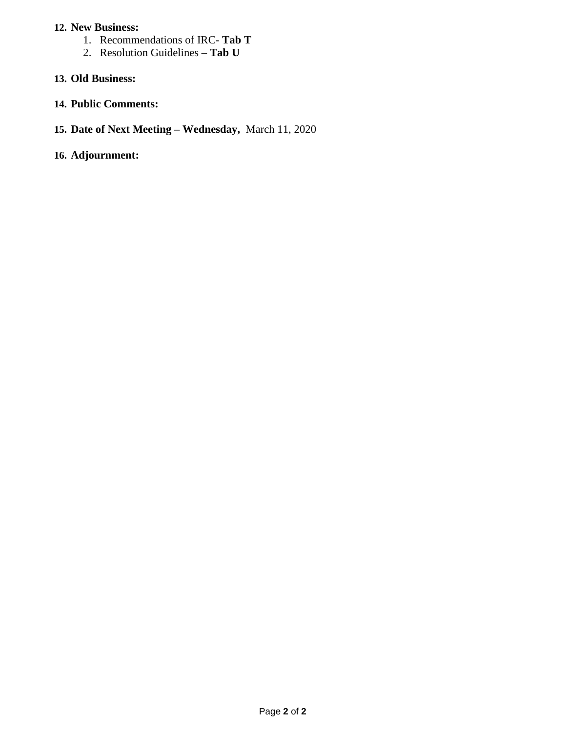12. **New Business:**
    1. Recommendations of IRC- **Tab T**
    2. Resolution Guidelines – **Tab U**

13. **Old Business:**

14. **Public Comments:**

15. **Date of Next Meeting – Wednesday,** March 11, 2020

16. **Adjournment:**